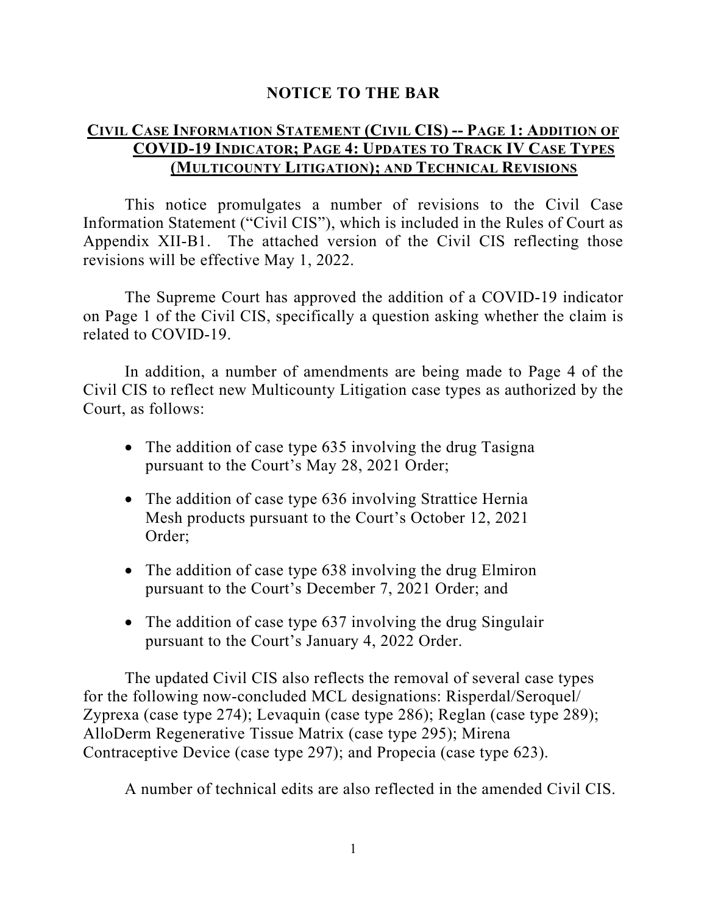# NOTICE TO THE BAR

## CIVIL CASE INFORMATION STATEMENT (CIVIL CIS) -- PAGE 1: ADDITION OF COVID-19 INDICATOR; PAGE 4: UPDATES TO TRACK IV CASE TYPES (MULTICOUNTY LITIGATION); AND TECHNICAL REVISIONS

This notice promulgates a number of revisions to the Civil Case Information Statement ("Civil CIS"), which is included in the Rules of Court as Appendix XII-B1. The attached version of the Civil CIS reflecting those revisions will be effective May 1, 2022.

The Supreme Court has approved the addition of a COVID-19 indicator on Page 1 of the Civil CIS, specifically a question asking whether the claim is related to COVID-19.

In addition, a number of amendments are being made to Page 4 of the Civil CIS to reflect new Multicounty Litigation case types as authorized by the Court, as follows:

- The addition of case type 635 involving the drug Tasigna pursuant to the Court's May 28, 2021 Order;
- The addition of case type 636 involving Strattice Hernia Mesh products pursuant to the Court's October 12, 2021 Order;
- The addition of case type 638 involving the drug Elmiron pursuant to the Court's December 7, 2021 Order; and
- The addition of case type 637 involving the drug Singulair pursuant to the Court's January 4, 2022 Order.

The updated Civil CIS also reflects the removal of several case types for the following now-concluded MCL designations: Risperdal/Seroquel/Zyprexa (case type 274); Levaquin (case type 286); Reglan (case type 289); AlloDerm Regenerative Tissue Matrix (case type 295); Mirena Contraceptive Device (case type 297); and Propecia (case type 623).

A number of technical edits are also reflected in the amended Civil CIS.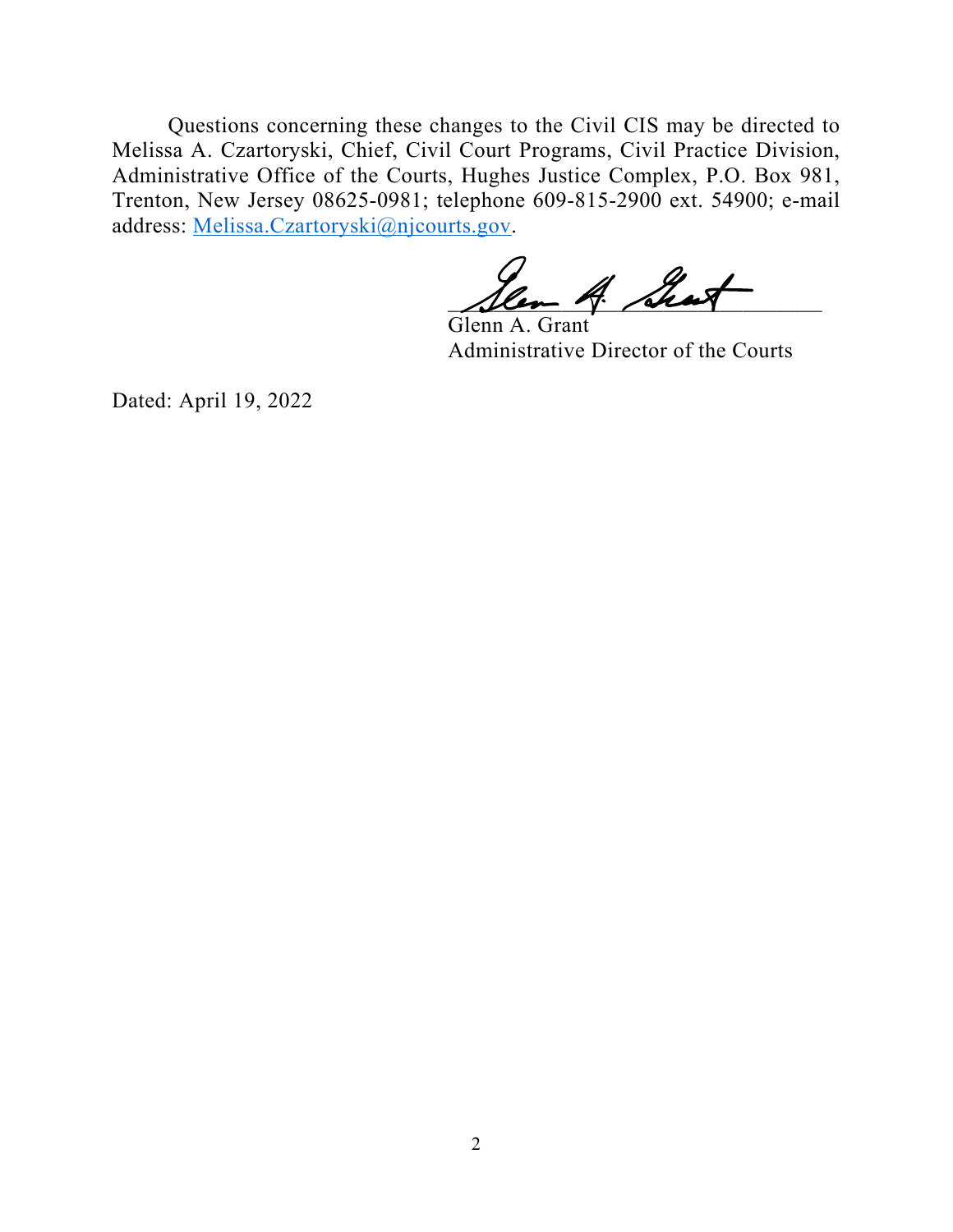Questions concerning these changes to the Civil CIS may be directed to Melissa A. Czartoryski, Chief, Civil Court Programs, Civil Practice Division, Administrative Office of the Courts, Hughes Justice Complex, P.O. Box 981, Trenton, New Jersey 08625-0981; telephone 609-815-2900 ext. 54900; e-mail address: [Melissa.Czartoryski@njcourts.gov](mailto:Melissa.Czartoryski@njcourts.gov).

Glenn A. Grant
Administrative Director of the Courts

Dated: April 19, 2022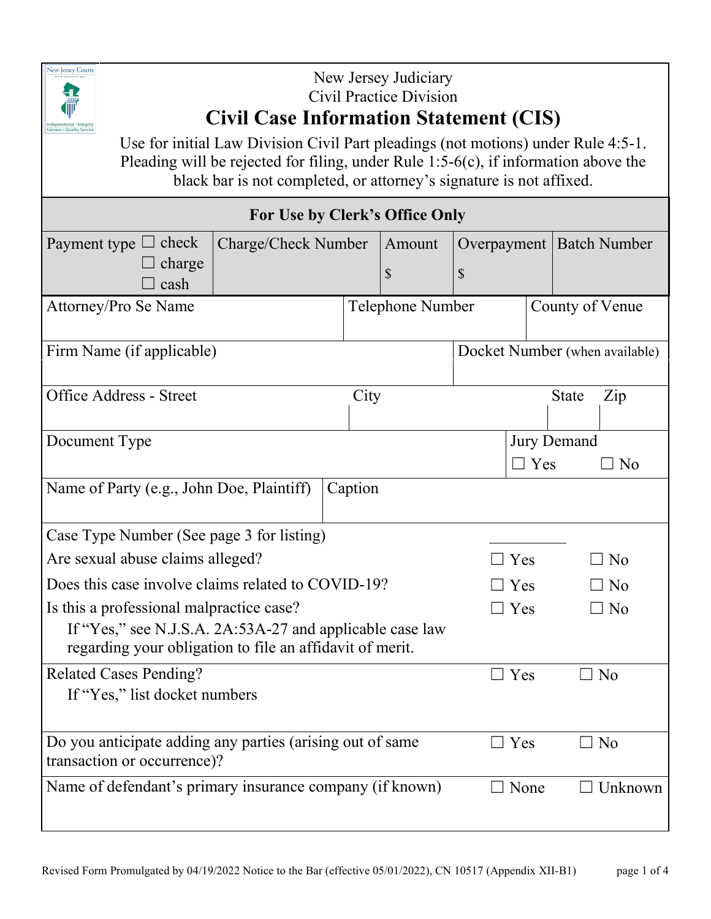New Jersey Judiciary
Civil Practice Division

# Civil Case Information Statement (CIS)

Use for initial Law Division Civil Part pleadings (not motions) under Rule 4:5-1.
Pleading will be rejected for filing, under Rule 1:5-6(c), if information above the black bar is not completed, or attorney's signature is not affixed.

| For Use by Clerk's Office Only | | | | |
|---|---|---|---|---|
| Payment type ☐ check ☐ charge ☐ cash | Charge/Check Number | Amount $ | Overpayment $ | Batch Number |

| Attorney/Pro Se Name | Telephone Number | County of Venue |
|---|---|---|
| | | |

| Firm Name (if applicable) | Docket Number (when available) |
|---|---|
| | |

| Office Address - Street | City | State | Zip |
|---|---|---|---|
| | | | |

| Document Type | Jury Demand ☐ Yes ☐ No |
|---|---|
| | |

| Name of Party (e.g., John Doe, Plaintiff) | Caption |
|---|---|
| | |

Case Type Number (See page 3 for listing) ________

Are sexual abuse claims alleged? ☐ Yes ☐ No

Does this case involve claims related to COVID-19? ☐ Yes ☐ No

Is this a professional malpractice case? ☐ Yes ☐ No

If "Yes," see N.J.S.A. 2A:53A-27 and applicable case law regarding your obligation to file an affidavit of merit.

Related Cases Pending? ☐ Yes ☐ No

If "Yes," list docket numbers

Do you anticipate adding any parties (arising out of same transaction or occurrence)? ☐ Yes ☐ No

Name of defendant's primary insurance company (if known) ☐ None ☐ Unknown

Revised Form Promulgated by 04/19/2022 Notice to the Bar (effective 05/01/2022), CN 10517 (Appendix XII-B1)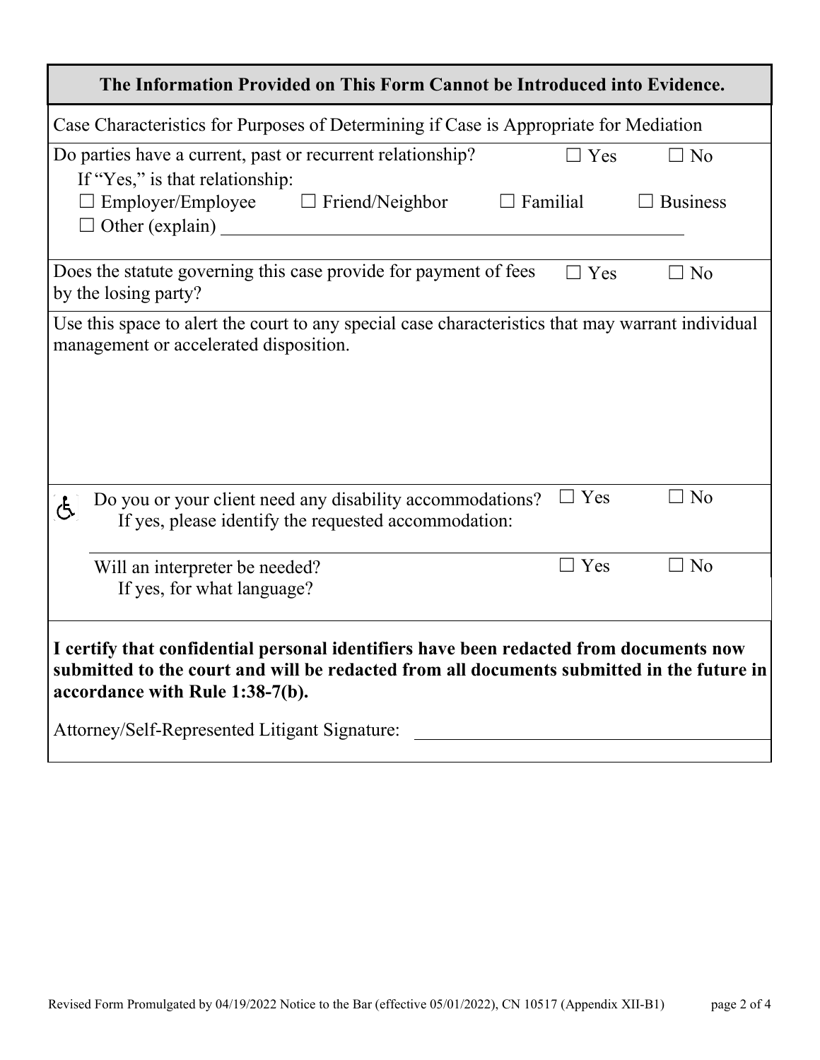**The Information Provided on This Form Cannot be Introduced into Evidence.**

Case Characteristics for Purposes of Determining if Case is Appropriate for Mediation

Do parties have a current, past or recurrent relationship? ☐ Yes ☐ No

If "Yes," is that relationship:

☐ Employer/Employee ☐ Friend/Neighbor ☐ Familial ☐ Business

☐ Other (explain) ______________________________

Does the statute governing this case provide for payment of fees by the losing party? ☐ Yes ☐ No

Use this space to alert the court to any special case characteristics that may warrant individual management or accelerated disposition.

Do you or your client need any disability accommodations? ☐ Yes ☐ No

If yes, please identify the requested accommodation:

Will an interpreter be needed? ☐ Yes ☐ No

If yes, for what language?

**I certify that confidential personal identifiers have been redacted from documents now submitted to the court and will be redacted from all documents submitted in the future in accordance with Rule 1:38-7(b).**

Attorney/Self-Represented Litigant Signature: ______________________________

Revised Form Promulgated by 04/19/2022 Notice to the Bar (effective 05/01/2022), CN 10517 (Appendix XII-B1)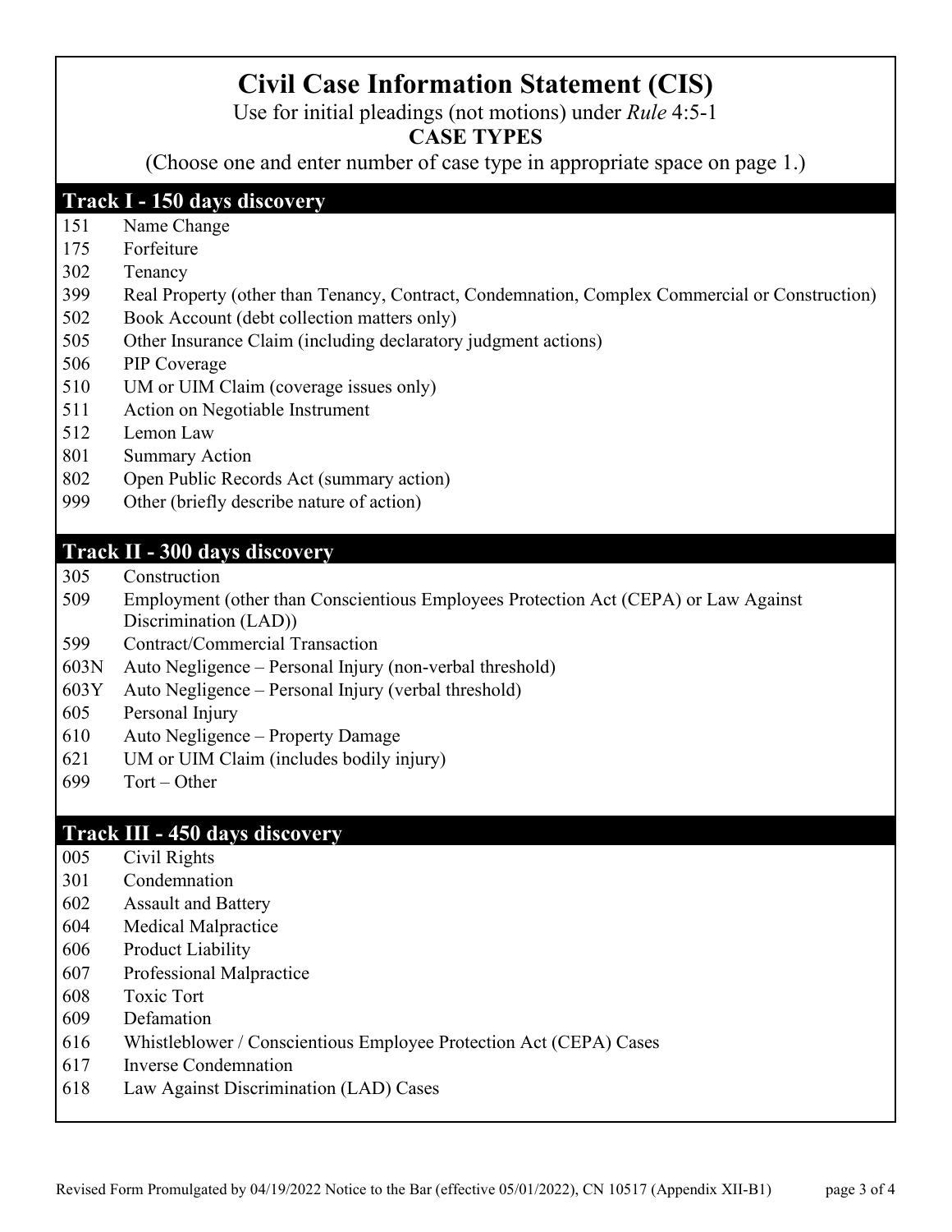# Civil Case Information Statement (CIS)

Use for initial pleadings (not motions) under *Rule* 4:5-1

**CASE TYPES**

(Choose one and enter number of case type in appropriate space on page 1.)

## Track I - 150 days discovery

| | |
|---|---|
| 151 | Name Change |
| 175 | Forfeiture |
| 302 | Tenancy |
| 399 | Real Property (other than Tenancy, Contract, Condemnation, Complex Commercial or Construction) |
| 502 | Book Account (debt collection matters only) |
| 505 | Other Insurance Claim (including declaratory judgment actions) |
| 506 | PIP Coverage |
| 510 | UM or UIM Claim (coverage issues only) |
| 511 | Action on Negotiable Instrument |
| 512 | Lemon Law |
| 801 | Summary Action |
| 802 | Open Public Records Act (summary action) |
| 999 | Other (briefly describe nature of action) |

## Track II - 300 days discovery

| | |
|---|---|
| 305 | Construction |
| 509 | Employment (other than Conscientious Employees Protection Act (CEPA) or Law Against Discrimination (LAD)) |
| 599 | Contract/Commercial Transaction |
| 603N | Auto Negligence – Personal Injury (non-verbal threshold) |
| 603Y | Auto Negligence – Personal Injury (verbal threshold) |
| 605 | Personal Injury |
| 610 | Auto Negligence – Property Damage |
| 621 | UM or UIM Claim (includes bodily injury) |
| 699 | Tort – Other |

## Track III - 450 days discovery

| | |
|---|---|
| 005 | Civil Rights |
| 301 | Condemnation |
| 602 | Assault and Battery |
| 604 | Medical Malpractice |
| 606 | Product Liability |
| 607 | Professional Malpractice |
| 608 | Toxic Tort |
| 609 | Defamation |
| 616 | Whistleblower / Conscientious Employee Protection Act (CEPA) Cases |
| 617 | Inverse Condemnation |
| 618 | Law Against Discrimination (LAD) Cases |

Revised Form Promulgated by 04/19/2022 Notice to the Bar (effective 05/01/2022), CN 10517 (Appendix XII-B1)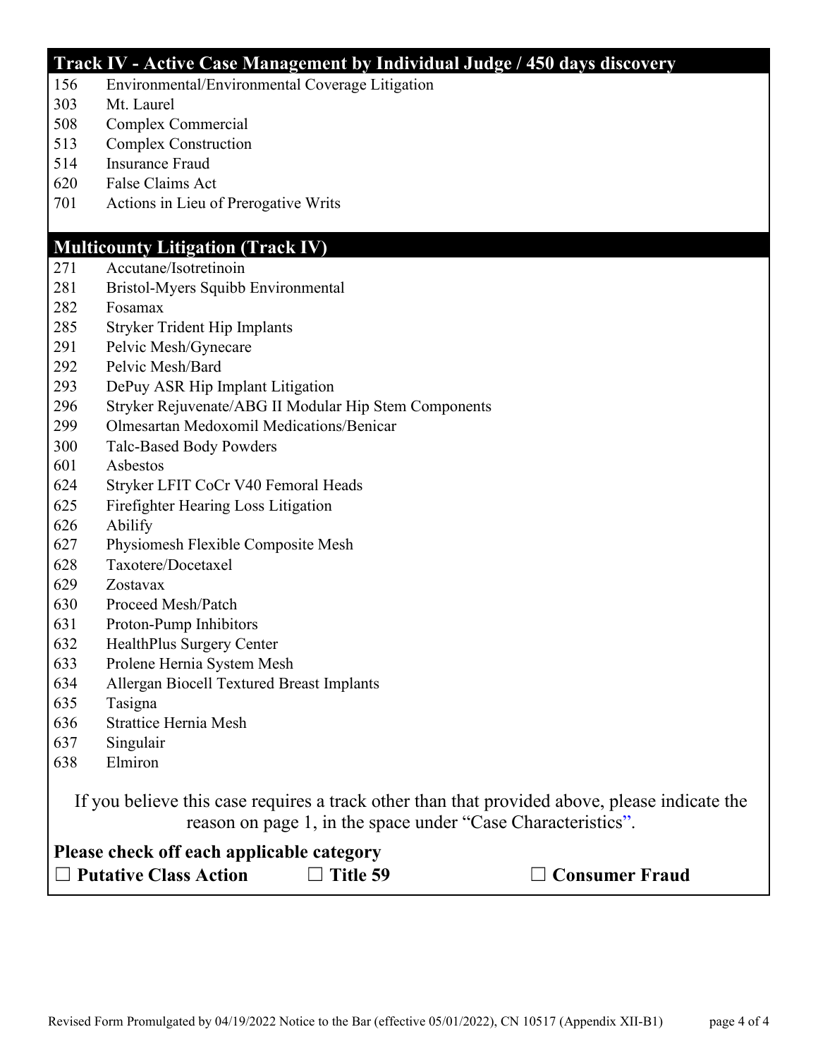## Track IV - Active Case Management by Individual Judge / 450 days discovery

156 Environmental/Environmental Coverage Litigation
303 Mt. Laurel
508 Complex Commercial
513 Complex Construction
514 Insurance Fraud
620 False Claims Act
701 Actions in Lieu of Prerogative Writs

## Multicounty Litigation (Track IV)

271 Accutane/Isotretinoin
281 Bristol-Myers Squibb Environmental
282 Fosamax
285 Stryker Trident Hip Implants
291 Pelvic Mesh/Gynecare
292 Pelvic Mesh/Bard
293 DePuy ASR Hip Implant Litigation
296 Stryker Rejuvenate/ABG II Modular Hip Stem Components
299 Olmesartan Medoxomil Medications/Benicar
300 Talc-Based Body Powders
601 Asbestos
624 Stryker LFIT CoCr V40 Femoral Heads
625 Firefighter Hearing Loss Litigation
626 Abilify
627 Physiomesh Flexible Composite Mesh
628 Taxotere/Docetaxel
629 Zostavax
630 Proceed Mesh/Patch
631 Proton-Pump Inhibitors
632 HealthPlus Surgery Center
633 Prolene Hernia System Mesh
634 Allergan Biocell Textured Breast Implants
635 Tasigna
636 Strattice Hernia Mesh
637 Singulair
638 Elmiron

If you believe this case requires a track other than that provided above, please indicate the reason on page 1, in the space under "Case Characteristics".

**Please check off each applicable category**

☐ **Putative Class Action** ☐ **Title 59** ☐ **Consumer Fraud**

Revised Form Promulgated by 04/19/2022 Notice to the Bar (effective 05/01/2022), CN 10517 (Appendix XII-B1)